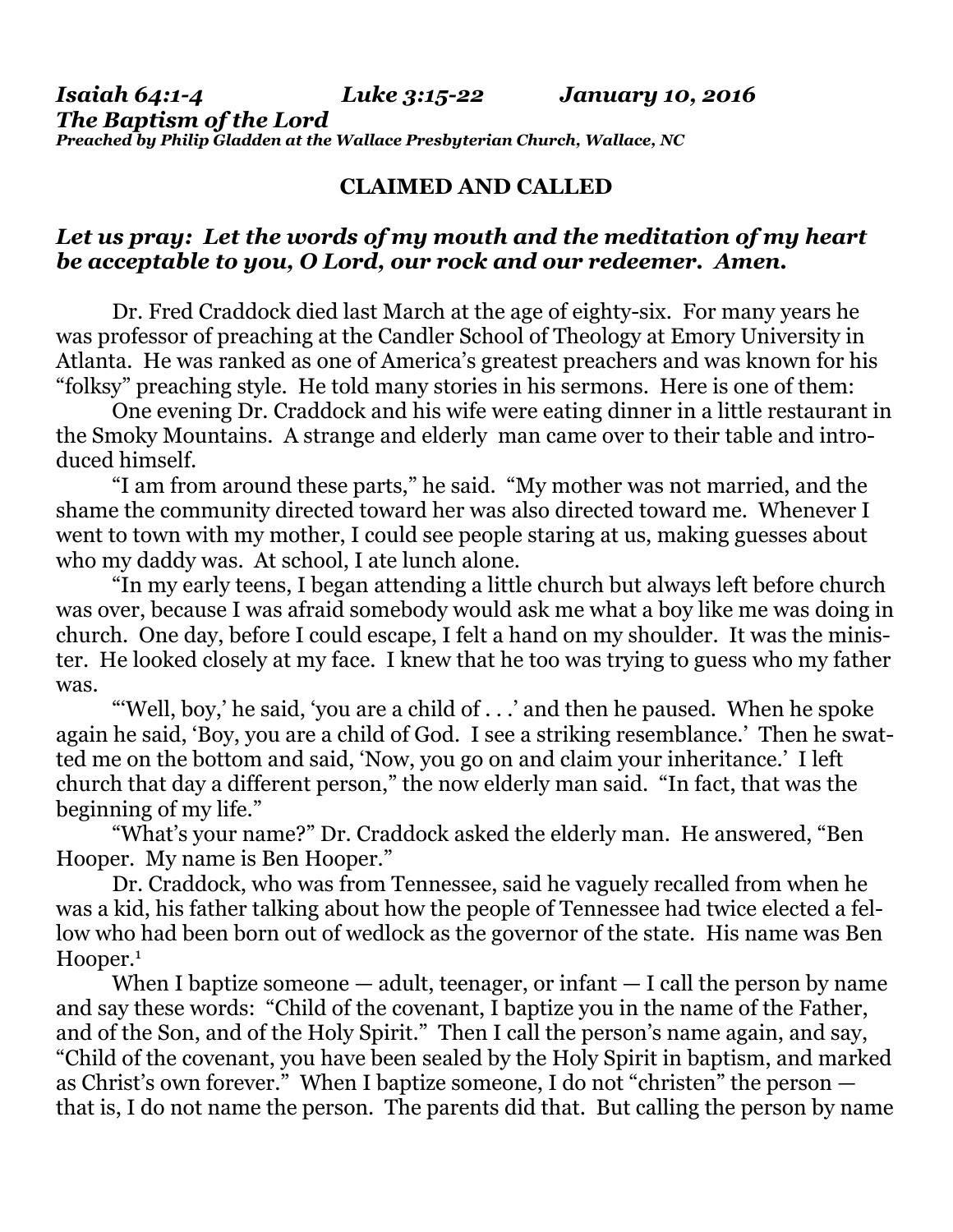***Isaiah 64:1-4 Luke 3:15-22 January 10, 2016***
***The Baptism of the Lord***
***Preached by Philip Gladden at the Wallace Presbyterian Church, Wallace, NC***

## CLAIMED AND CALLED

***Let us pray: Let the words of my mouth and the meditation of my heart be acceptable to you, O Lord, our rock and our redeemer. Amen.***

Dr. Fred Craddock died last March at the age of eighty-six. For many years he was professor of preaching at the Candler School of Theology at Emory University in Atlanta. He was ranked as one of America's greatest preachers and was known for his "folksy" preaching style. He told many stories in his sermons. Here is one of them:

One evening Dr. Craddock and his wife were eating dinner in a little restaurant in the Smoky Mountains. A strange and elderly man came over to their table and introduced himself.

"I am from around these parts," he said. "My mother was not married, and the shame the community directed toward her was also directed toward me. Whenever I went to town with my mother, I could see people staring at us, making guesses about who my daddy was. At school, I ate lunch alone.

"In my early teens, I began attending a little church but always left before church was over, because I was afraid somebody would ask me what a boy like me was doing in church. One day, before I could escape, I felt a hand on my shoulder. It was the minister. He looked closely at my face. I knew that he too was trying to guess who my father was.

"'Well, boy,' he said, 'you are a child of . . .' and then he paused. When he spoke again he said, 'Boy, you are a child of God. I see a striking resemblance.' Then he swatted me on the bottom and said, 'Now, you go on and claim your inheritance.' I left church that day a different person," the now elderly man said. "In fact, that was the beginning of my life."

"What's your name?" Dr. Craddock asked the elderly man. He answered, "Ben Hooper. My name is Ben Hooper."

Dr. Craddock, who was from Tennessee, said he vaguely recalled from when he was a kid, his father talking about how the people of Tennessee had twice elected a fellow who had been born out of wedlock as the governor of the state. His name was Ben Hooper.[1]

When I baptize someone — adult, teenager, or infant — I call the person by name and say these words: "Child of the covenant, I baptize you in the name of the Father, and of the Son, and of the Holy Spirit." Then I call the person's name again, and say, "Child of the covenant, you have been sealed by the Holy Spirit in baptism, and marked as Christ's own forever." When I baptize someone, I do not "christen" the person — that is, I do not name the person. The parents did that. But calling the person by name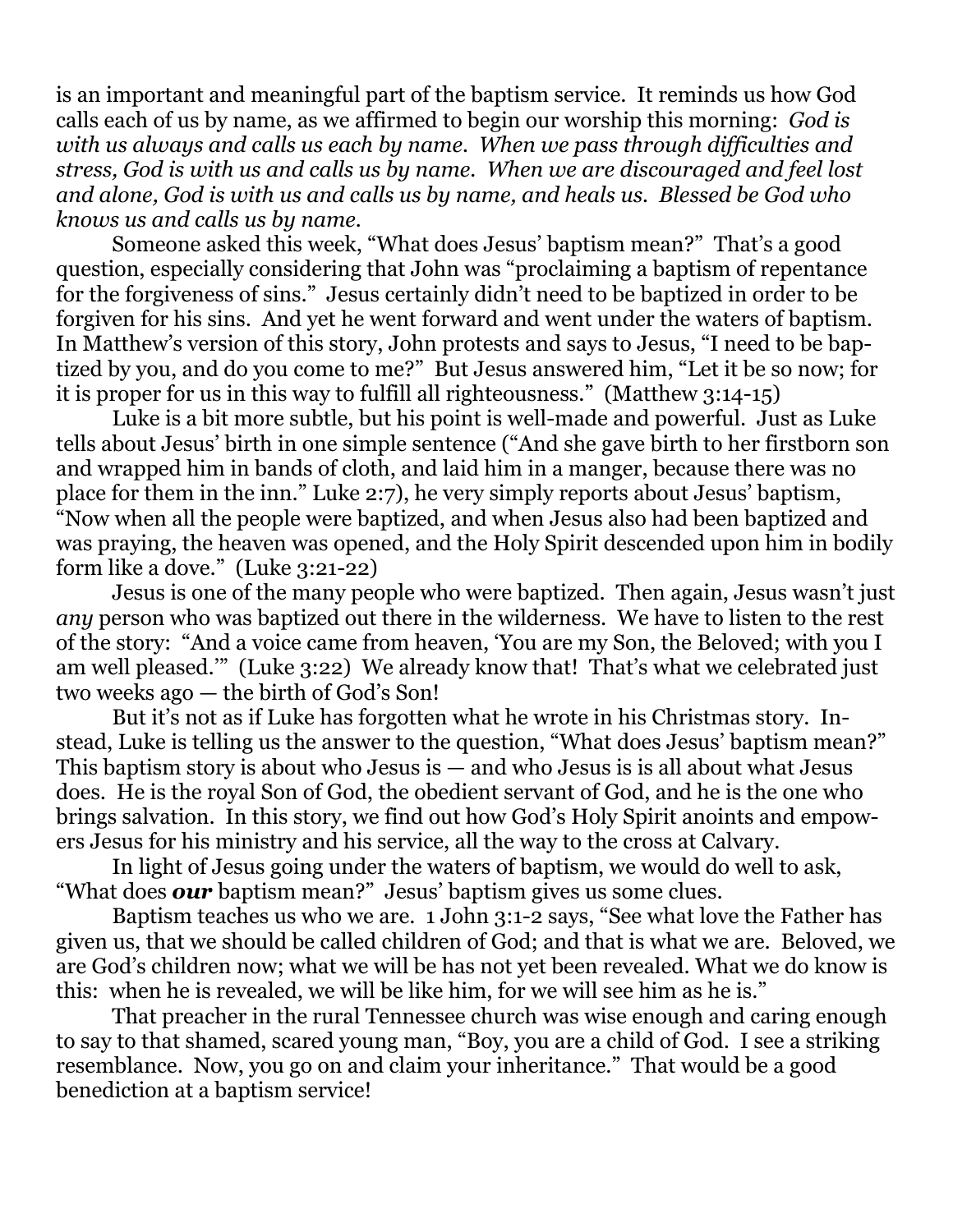is an important and meaningful part of the baptism service. It reminds us how God calls each of us by name, as we affirmed to begin our worship this morning: *God is with us always and calls us each by name. When we pass through difficulties and stress, God is with us and calls us by name. When we are discouraged and feel lost and alone, God is with us and calls us by name, and heals us. Blessed be God who knows us and calls us by name.*

Someone asked this week, "What does Jesus' baptism mean?" That's a good question, especially considering that John was "proclaiming a baptism of repentance for the forgiveness of sins." Jesus certainly didn't need to be baptized in order to be forgiven for his sins. And yet he went forward and went under the waters of baptism. In Matthew's version of this story, John protests and says to Jesus, "I need to be baptized by you, and do you come to me?" But Jesus answered him, "Let it be so now; for it is proper for us in this way to fulfill all righteousness." (Matthew 3:14-15)

Luke is a bit more subtle, but his point is well-made and powerful. Just as Luke tells about Jesus' birth in one simple sentence ("And she gave birth to her firstborn son and wrapped him in bands of cloth, and laid him in a manger, because there was no place for them in the inn." Luke 2:7), he very simply reports about Jesus' baptism, "Now when all the people were baptized, and when Jesus also had been baptized and was praying, the heaven was opened, and the Holy Spirit descended upon him in bodily form like a dove." (Luke 3:21-22)

Jesus is one of the many people who were baptized. Then again, Jesus wasn't just *any* person who was baptized out there in the wilderness. We have to listen to the rest of the story: "And a voice came from heaven, 'You are my Son, the Beloved; with you I am well pleased.'" (Luke 3:22) We already know that! That's what we celebrated just two weeks ago — the birth of God's Son!

But it's not as if Luke has forgotten what he wrote in his Christmas story. Instead, Luke is telling us the answer to the question, "What does Jesus' baptism mean?" This baptism story is about who Jesus is — and who Jesus is is all about what Jesus does. He is the royal Son of God, the obedient servant of God, and he is the one who brings salvation. In this story, we find out how God's Holy Spirit anoints and empowers Jesus for his ministry and his service, all the way to the cross at Calvary.

In light of Jesus going under the waters of baptism, we would do well to ask, "What does ***our*** baptism mean?" Jesus' baptism gives us some clues.

Baptism teaches us who we are. 1 John 3:1-2 says, "See what love the Father has given us, that we should be called children of God; and that is what we are. Beloved, we are God's children now; what we will be has not yet been revealed. What we do know is this: when he is revealed, we will be like him, for we will see him as he is."

That preacher in the rural Tennessee church was wise enough and caring enough to say to that shamed, scared young man, "Boy, you are a child of God. I see a striking resemblance. Now, you go on and claim your inheritance." That would be a good benediction at a baptism service!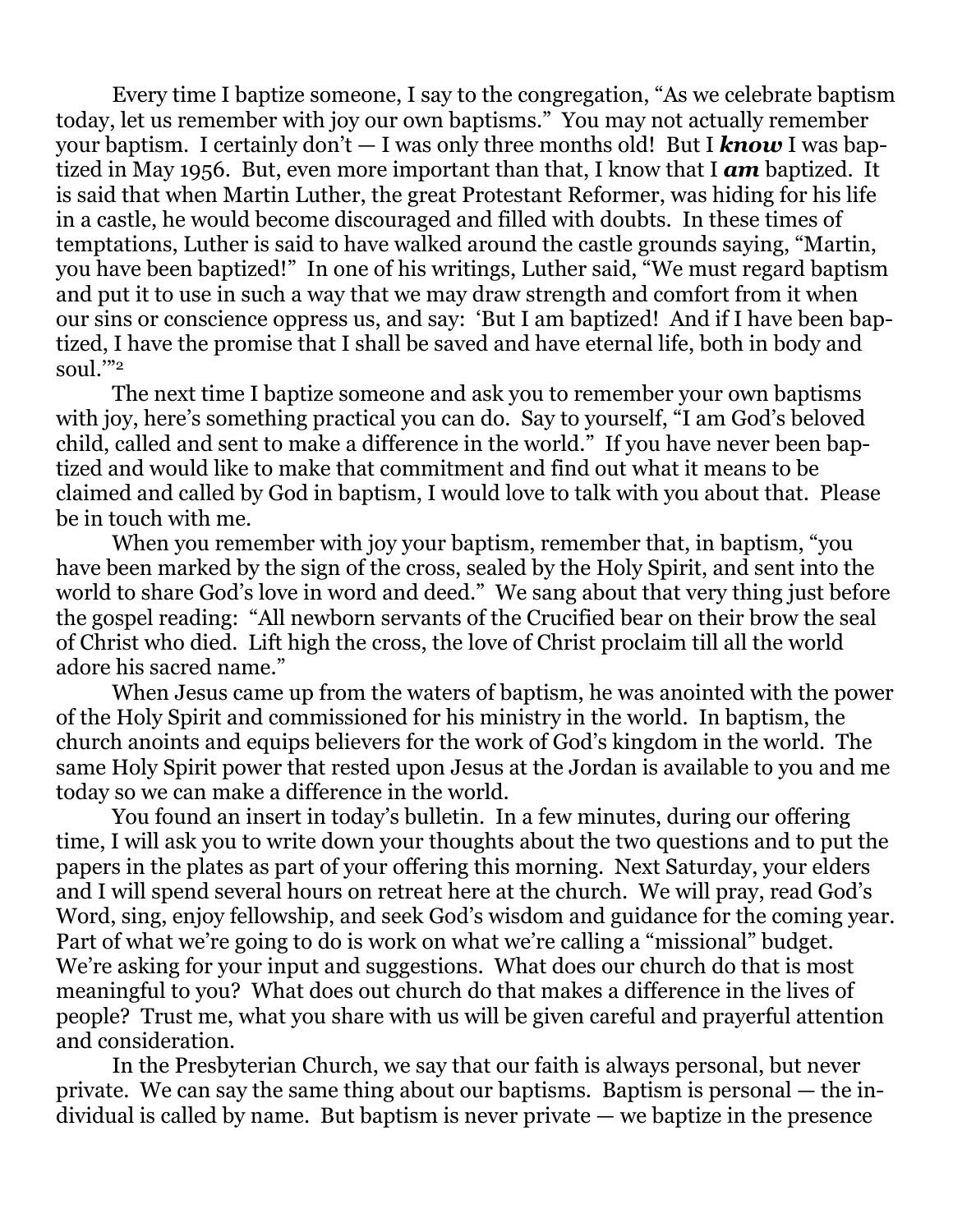Every time I baptize someone, I say to the congregation, "As we celebrate baptism today, let us remember with joy our own baptisms." You may not actually remember your baptism. I certainly don't — I was only three months old! But I ***know*** I was baptized in May 1956. But, even more important than that, I know that I ***am*** baptized. It is said that when Martin Luther, the great Protestant Reformer, was hiding for his life in a castle, he would become discouraged and filled with doubts. In these times of temptations, Luther is said to have walked around the castle grounds saying, "Martin, you have been baptized!" In one of his writings, Luther said, "We must regard baptism and put it to use in such a way that we may draw strength and comfort from it when our sins or conscience oppress us, and say: 'But I am baptized! And if I have been baptized, I have the promise that I shall be saved and have eternal life, both in body and soul.'"[2]

The next time I baptize someone and ask you to remember your own baptisms with joy, here's something practical you can do. Say to yourself, "I am God's beloved child, called and sent to make a difference in the world." If you have never been baptized and would like to make that commitment and find out what it means to be claimed and called by God in baptism, I would love to talk with you about that. Please be in touch with me.

When you remember with joy your baptism, remember that, in baptism, "you have been marked by the sign of the cross, sealed by the Holy Spirit, and sent into the world to share God's love in word and deed." We sang about that very thing just before the gospel reading: "All newborn servants of the Crucified bear on their brow the seal of Christ who died. Lift high the cross, the love of Christ proclaim till all the world adore his sacred name."

When Jesus came up from the waters of baptism, he was anointed with the power of the Holy Spirit and commissioned for his ministry in the world. In baptism, the church anoints and equips believers for the work of God's kingdom in the world. The same Holy Spirit power that rested upon Jesus at the Jordan is available to you and me today so we can make a difference in the world.

You found an insert in today's bulletin. In a few minutes, during our offering time, I will ask you to write down your thoughts about the two questions and to put the papers in the plates as part of your offering this morning. Next Saturday, your elders and I will spend several hours on retreat here at the church. We will pray, read God's Word, sing, enjoy fellowship, and seek God's wisdom and guidance for the coming year. Part of what we're going to do is work on what we're calling a "missional" budget. We're asking for your input and suggestions. What does our church do that is most meaningful to you? What does out church do that makes a difference in the lives of people? Trust me, what you share with us will be given careful and prayerful attention and consideration.

In the Presbyterian Church, we say that our faith is always personal, but never private. We can say the same thing about our baptisms. Baptism is personal — the individual is called by name. But baptism is never private — we baptize in the presence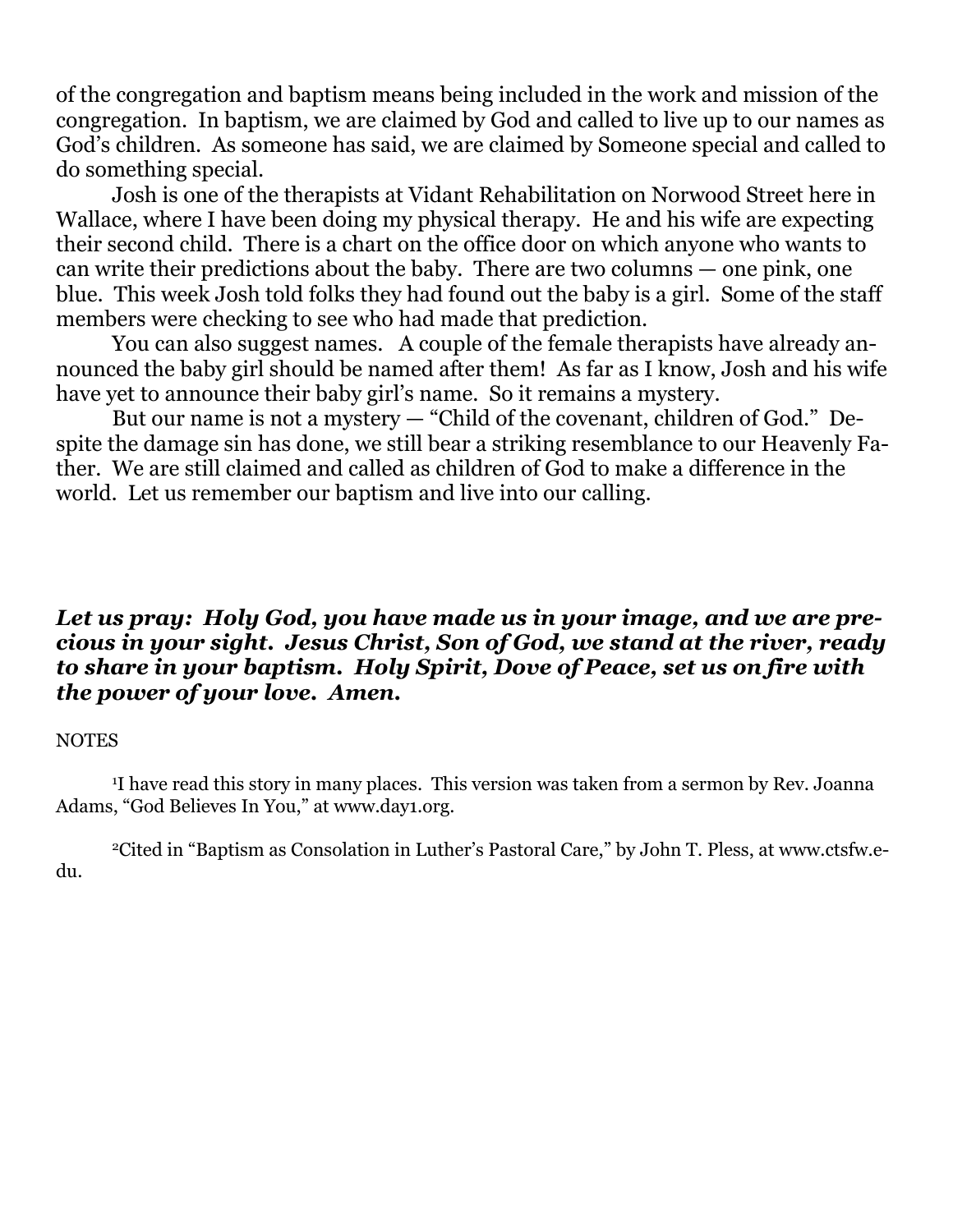of the congregation and baptism means being included in the work and mission of the congregation. In baptism, we are claimed by God and called to live up to our names as God's children. As someone has said, we are claimed by Someone special and called to do something special.

Josh is one of the therapists at Vidant Rehabilitation on Norwood Street here in Wallace, where I have been doing my physical therapy. He and his wife are expecting their second child. There is a chart on the office door on which anyone who wants to can write their predictions about the baby. There are two columns — one pink, one blue. This week Josh told folks they had found out the baby is a girl. Some of the staff members were checking to see who had made that prediction.

You can also suggest names. A couple of the female therapists have already announced the baby girl should be named after them! As far as I know, Josh and his wife have yet to announce their baby girl's name. So it remains a mystery.

But our name is not a mystery — "Child of the covenant, children of God." Despite the damage sin has done, we still bear a striking resemblance to our Heavenly Father. We are still claimed and called as children of God to make a difference in the world. Let us remember our baptism and live into our calling.

***Let us pray: Holy God, you have made us in your image, and we are precious in your sight. Jesus Christ, Son of God, we stand at the river, ready to share in your baptism. Holy Spirit, Dove of Peace, set us on fire with the power of your love. Amen.***

NOTES

[1]I have read this story in many places. This version was taken from a sermon by Rev. Joanna Adams, "God Believes In You," at www.day1.org.

[2]Cited in "Baptism as Consolation in Luther's Pastoral Care," by John T. Pless, at www.ctsfw.edu.